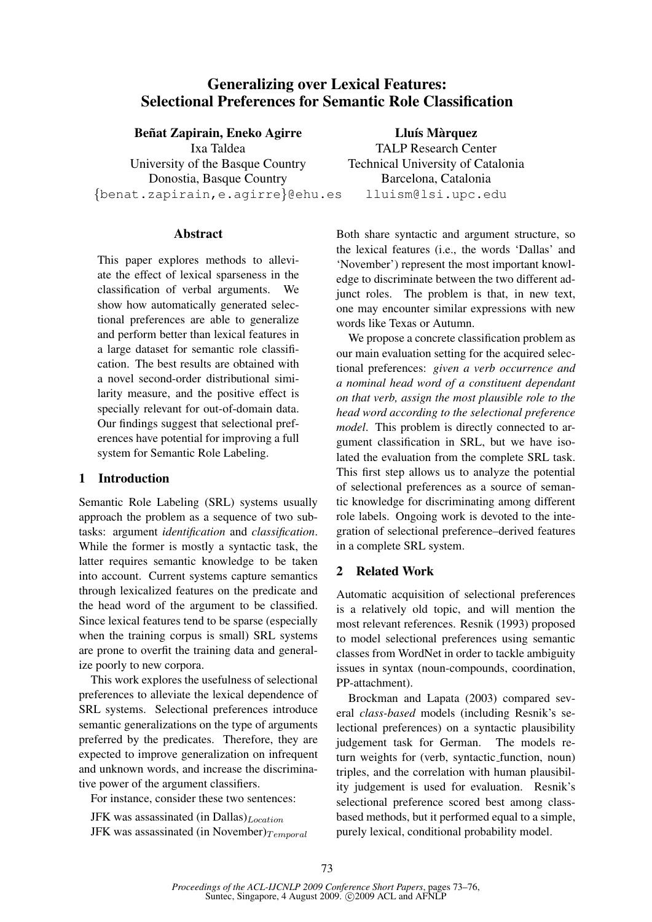# Generalizing over Lexical Features: Selectional Preferences for Semantic Role Classification

**Beñat Zapirain, Eneko Agirre**
Ixa Taldea
University of the Basque Country
Donostia, Basque Country
{benat.zapirain,e.agirre}@ehu.es

**Lluís Màrquez**
TALP Research Center
Technical University of Catalonia
Barcelona, Catalonia
lluism@lsi.upc.edu

## Abstract

This paper explores methods to alleviate the effect of lexical sparseness in the classification of verbal arguments. We show how automatically generated selectional preferences are able to generalize and perform better than lexical features in a large dataset for semantic role classification. The best results are obtained with a novel second-order distributional similarity measure, and the positive effect is specially relevant for out-of-domain data. Our findings suggest that selectional preferences have potential for improving a full system for Semantic Role Labeling.

## 1 Introduction

Semantic Role Labeling (SRL) systems usually approach the problem as a sequence of two subtasks: argument *identification* and *classification*. While the former is mostly a syntactic task, the latter requires semantic knowledge to be taken into account. Current systems capture semantics through lexicalized features on the predicate and the head word of the argument to be classified. Since lexical features tend to be sparse (especially when the training corpus is small) SRL systems are prone to overfit the training data and generalize poorly to new corpora.

This work explores the usefulness of selectional preferences to alleviate the lexical dependence of SRL systems. Selectional preferences introduce semantic generalizations on the type of arguments preferred by the predicates. Therefore, they are expected to improve generalization on infrequent and unknown words, and increase the discriminative power of the argument classifiers.

For instance, consider these two sentences:

JFK was assassinated (in Dallas)$_{Location}$
JFK was assassinated (in November)$_{Temporal}$

Both share syntactic and argument structure, so the lexical features (i.e., the words 'Dallas' and 'November') represent the most important knowledge to discriminate between the two different adjunct roles. The problem is that, in new text, one may encounter similar expressions with new words like Texas or Autumn.

We propose a concrete classification problem as our main evaluation setting for the acquired selectional preferences: *given a verb occurrence and a nominal head word of a constituent dependant on that verb, assign the most plausible role to the head word according to the selectional preference model*. This problem is directly connected to argument classification in SRL, but we have isolated the evaluation from the complete SRL task. This first step allows us to analyze the potential of selectional preferences as a source of semantic knowledge for discriminating among different role labels. Ongoing work is devoted to the integration of selectional preference–derived features in a complete SRL system.

## 2 Related Work

Automatic acquisition of selectional preferences is a relatively old topic, and will mention the most relevant references. Resnik (1993) proposed to model selectional preferences using semantic classes from WordNet in order to tackle ambiguity issues in syntax (noun-compounds, coordination, PP-attachment).

Brockman and Lapata (2003) compared several *class-based* models (including Resnik's selectional preferences) on a syntactic plausibility judgement task for German. The models return weights for (verb, syntactic_function, noun) triples, and the correlation with human plausibility judgement is used for evaluation. Resnik's selectional preference scored best among class-based methods, but it performed equal to a simple, purely lexical, conditional probability model.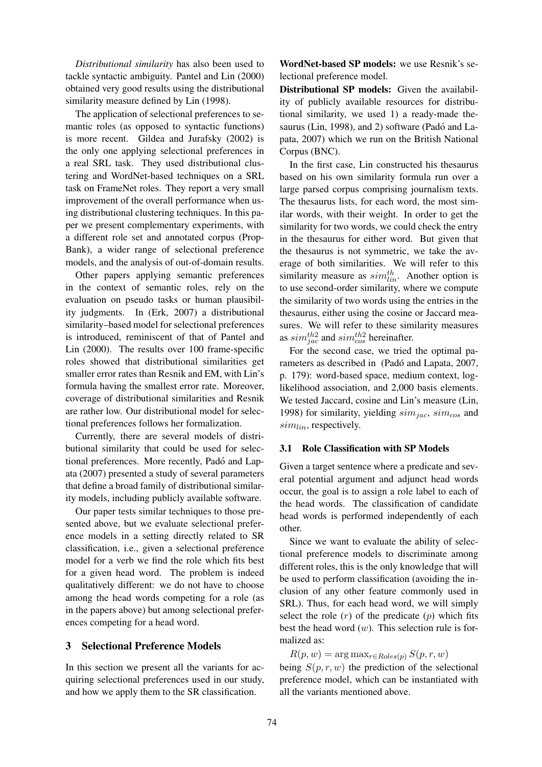*Distributional similarity* has also been used to tackle syntactic ambiguity. Pantel and Lin (2000) obtained very good results using the distributional similarity measure defined by Lin (1998).

The application of selectional preferences to semantic roles (as opposed to syntactic functions) is more recent. Gildea and Jurafsky (2002) is the only one applying selectional preferences in a real SRL task. They used distributional clustering and WordNet-based techniques on a SRL task on FrameNet roles. They report a very small improvement of the overall performance when using distributional clustering techniques. In this paper we present complementary experiments, with a different role set and annotated corpus (PropBank), a wider range of selectional preference models, and the analysis of out-of-domain results.

Other papers applying semantic preferences in the context of semantic roles, rely on the evaluation on pseudo tasks or human plausibility judgments. In (Erk, 2007) a distributional similarity–based model for selectional preferences is introduced, reminiscent of that of Pantel and Lin (2000). The results over 100 frame-specific roles showed that distributional similarities get smaller error rates than Resnik and EM, with Lin's formula having the smallest error rate. Moreover, coverage of distributional similarities and Resnik are rather low. Our distributional model for selectional preferences follows her formalization.

Currently, there are several models of distributional similarity that could be used for selectional preferences. More recently, Padó and Lapata (2007) presented a study of several parameters that define a broad family of distributional similarity models, including publicly available software.

Our paper tests similar techniques to those presented above, but we evaluate selectional preference models in a setting directly related to SR classification, i.e., given a selectional preference model for a verb we find the role which fits best for a given head word. The problem is indeed qualitatively different: we do not have to choose among the head words competing for a role (as in the papers above) but among selectional preferences competing for a head word.

## 3 Selectional Preference Models

In this section we present all the variants for acquiring selectional preferences used in our study, and how we apply them to the SR classification.

**WordNet-based SP models:** we use Resnik's selectional preference model.

**Distributional SP models:** Given the availability of publicly available resources for distributional similarity, we used 1) a ready-made thesaurus (Lin, 1998), and 2) software (Padó and Lapata, 2007) which we run on the British National Corpus (BNC).

In the first case, Lin constructed his thesaurus based on his own similarity formula run over a large parsed corpus comprising journalism texts. The thesaurus lists, for each word, the most similar words, with their weight. In order to get the similarity for two words, we could check the entry in the thesaurus for either word. But given that the thesaurus is not symmetric, we take the average of both similarities. We will refer to this similarity measure as $sim^{th}_{lin}$. Another option is to use second-order similarity, where we compute the similarity of two words using the entries in the thesaurus, either using the cosine or Jaccard measures. We will refer to these similarity measures as $sim^{th2}_{jac}$ and $sim^{th2}_{cos}$ hereinafter.

For the second case, we tried the optimal parameters as described in (Padó and Lapata, 2007, p. 179): word-based space, medium context, log-likelihood association, and 2,000 basis elements. We tested Jaccard, cosine and Lin's measure (Lin, 1998) for similarity, yielding $sim_{jac}$, $sim_{cos}$ and $sim_{lin}$, respectively.

### 3.1 Role Classification with SP Models

Given a target sentence where a predicate and several potential argument and adjunct head words occur, the goal is to assign a role label to each of the head words. The classification of candidate head words is performed independently of each other.

Since we want to evaluate the ability of selectional preference models to discriminate among different roles, this is the only knowledge that will be used to perform classification (avoiding the inclusion of any other feature commonly used in SRL). Thus, for each head word, we will simply select the role ($r$) of the predicate ($p$) which fits best the head word ($w$). This selection rule is formalized as:

$$R(p, w) = \arg\max_{r \in Roles(p)} S(p, r, w)$$

being $S(p, r, w)$ the prediction of the selectional preference model, which can be instantiated with all the variants mentioned above.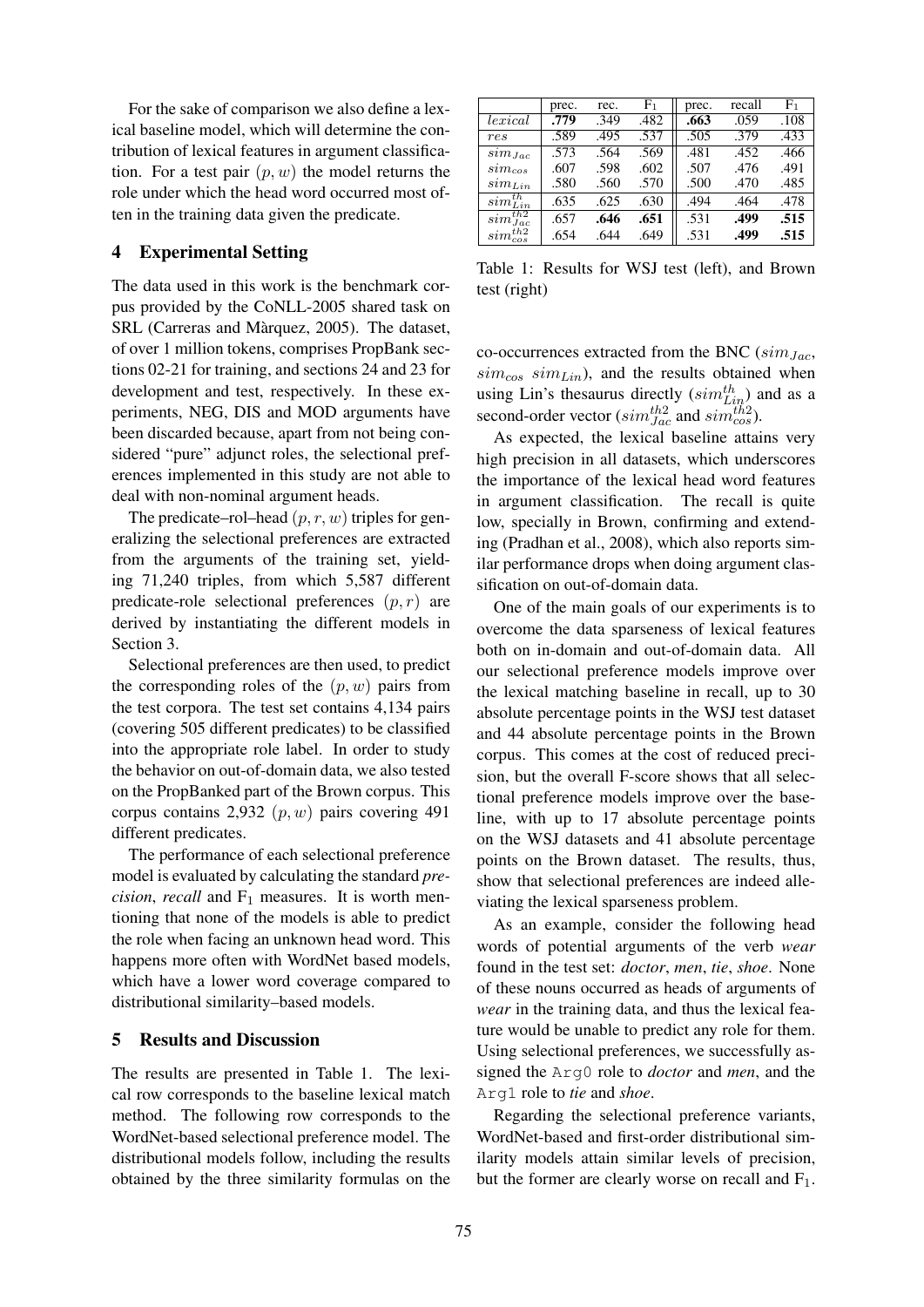For the sake of comparison we also define a lexical baseline model, which will determine the contribution of lexical features in argument classification. For a test pair $(p, w)$ the model returns the role under which the head word occurred most often in the training data given the predicate.

## 4 Experimental Setting

The data used in this work is the benchmark corpus provided by the CoNLL-2005 shared task on SRL (Carreras and Màrquez, 2005). The dataset, of over 1 million tokens, comprises PropBank sections 02-21 for training, and sections 24 and 23 for development and test, respectively. In these experiments, NEG, DIS and MOD arguments have been discarded because, apart from not being considered "pure" adjunct roles, the selectional preferences implemented in this study are not able to deal with non-nominal argument heads.

The predicate–rol–head $(p, r, w)$ triples for generalizing the selectional preferences are extracted from the arguments of the training set, yielding 71,240 triples, from which 5,587 different predicate-role selectional preferences $(p, r)$ are derived by instantiating the different models in Section 3.

Selectional preferences are then used, to predict the corresponding roles of the $(p, w)$ pairs from the test corpora. The test set contains 4,134 pairs (covering 505 different predicates) to be classified into the appropriate role label. In order to study the behavior on out-of-domain data, we also tested on the PropBanked part of the Brown corpus. This corpus contains 2,932 $(p, w)$ pairs covering 491 different predicates.

The performance of each selectional preference model is evaluated by calculating the standard *precision*, *recall* and $F_1$ measures. It is worth mentioning that none of the models is able to predict the role when facing an unknown head word. This happens more often with WordNet based models, which have a lower word coverage compared to distributional similarity–based models.

## 5 Results and Discussion

The results are presented in Table 1. The lexical row corresponds to the baseline lexical match method. The following row corresponds to the WordNet-based selectional preference model. The distributional models follow, including the results obtained by the three similarity formulas on the co-occurrences extracted from the BNC ($sim_{Jac}$, $sim_{cos}$ $sim_{Lin}$), and the results obtained when using Lin's thesaurus directly ($sim^{th}_{Lin}$) and as a second-order vector ($sim^{th2}_{Jac}$ and $sim^{th2}_{cos}$).

| | prec. | rec. | $F_1$ | prec. | recall | $F_1$ |
|---|---|---|---|---|---|---|
| $lexical$ | **.779** | .349 | .482 | **.663** | .059 | .108 |
| $res$ | .589 | .495 | .537 | .505 | .379 | .433 |
| $sim_{Jac}$ | .573 | .564 | .569 | .481 | .452 | .466 |
| $sim_{cos}$ | .607 | .598 | .602 | .507 | .476 | .491 |
| $sim_{Lin}$ | .580 | .560 | .570 | .500 | .470 | .485 |
| $sim^{th}_{Lin}$ | .635 | .625 | .630 | .494 | .464 | .478 |
| $sim^{th2}_{Jac}$ | .657 | **.646** | **.651** | .531 | **.499** | **.515** |
| $sim^{th2}_{cos}$ | .654 | .644 | .649 | .531 | **.499** | **.515** |

Table 1: Results for WSJ test (left), and Brown test (right)

As expected, the lexical baseline attains very high precision in all datasets, which underscores the importance of the lexical head word features in argument classification. The recall is quite low, specially in Brown, confirming and extending (Pradhan et al., 2008), which also reports similar performance drops when doing argument classification on out-of-domain data.

One of the main goals of our experiments is to overcome the data sparseness of lexical features both on in-domain and out-of-domain data. All our selectional preference models improve over the lexical matching baseline in recall, up to 30 absolute percentage points in the WSJ test dataset and 44 absolute percentage points in the Brown corpus. This comes at the cost of reduced precision, but the overall F-score shows that all selectional preference models improve over the baseline, with up to 17 absolute percentage points on the WSJ datasets and 41 absolute percentage points on the Brown dataset. The results, thus, show that selectional preferences are indeed alleviating the lexical sparseness problem.

As an example, consider the following head words of potential arguments of the verb *wear* found in the test set: *doctor*, *men*, *tie*, *shoe*. None of these nouns occurred as heads of arguments of *wear* in the training data, and thus the lexical feature would be unable to predict any role for them. Using selectional preferences, we successfully assigned the `Arg0` role to *doctor* and *men*, and the `Arg1` role to *tie* and *shoe*.

Regarding the selectional preference variants, WordNet-based and first-order distributional similarity models attain similar levels of precision, but the former are clearly worse on recall and $F_1$.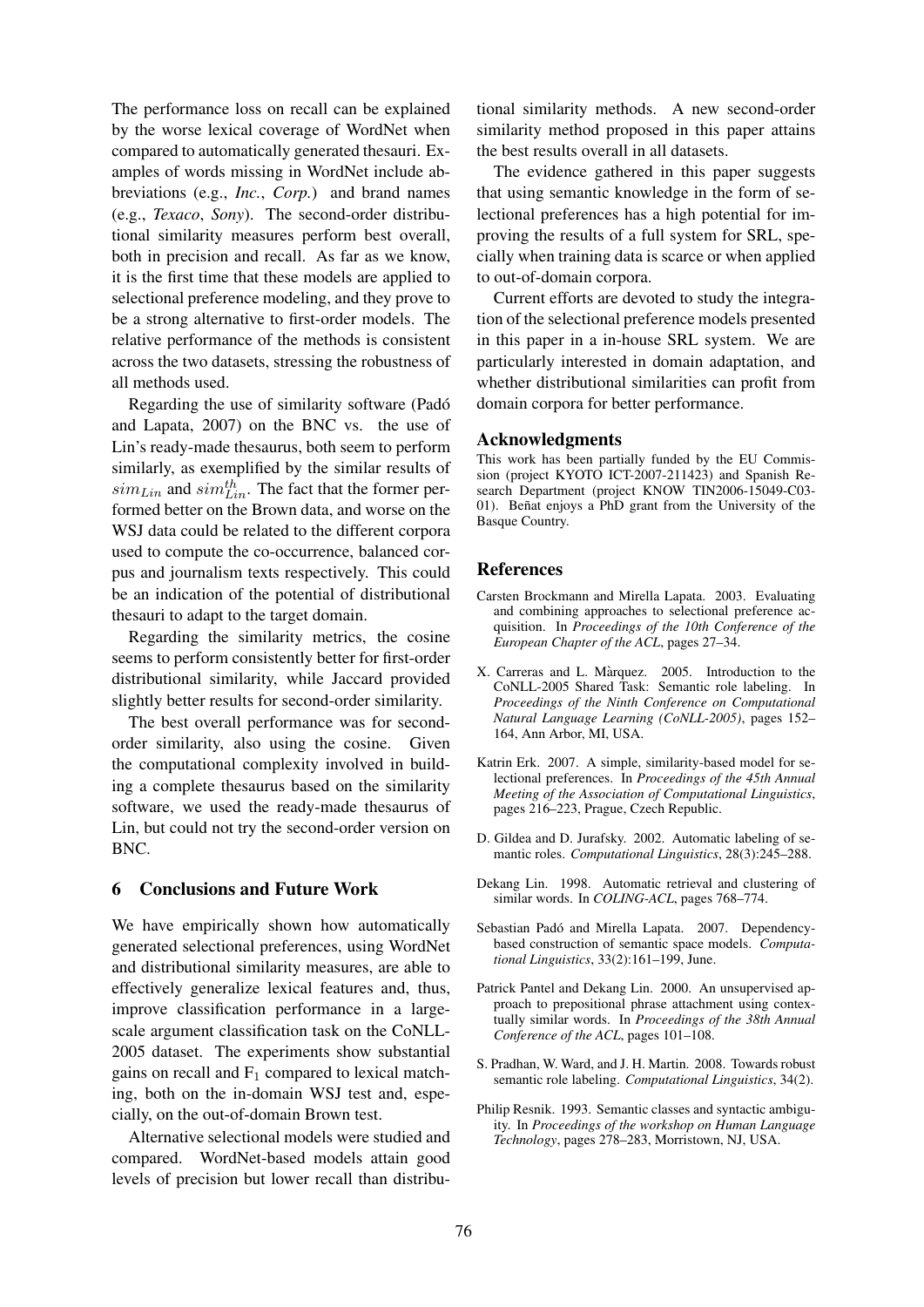The performance loss on recall can be explained by the worse lexical coverage of WordNet when compared to automatically generated thesauri. Examples of words missing in WordNet include abbreviations (e.g., *Inc.*, *Corp.*) and brand names (e.g., *Texaco*, *Sony*). The second-order distributional similarity measures perform best overall, both in precision and recall. As far as we know, it is the first time that these models are applied to selectional preference modeling, and they prove to be a strong alternative to first-order models. The relative performance of the methods is consistent across the two datasets, stressing the robustness of all methods used.

Regarding the use of similarity software (Padó and Lapata, 2007) on the BNC vs. the use of Lin's ready-made thesaurus, both seem to perform similarly, as exemplified by the similar results of $sim_{Lin}$ and $sim^{th}_{Lin}$. The fact that the former performed better on the Brown data, and worse on the WSJ data could be related to the different corpora used to compute the co-occurrence, balanced corpus and journalism texts respectively. This could be an indication of the potential of distributional thesauri to adapt to the target domain.

Regarding the similarity metrics, the cosine seems to perform consistently better for first-order distributional similarity, while Jaccard provided slightly better results for second-order similarity.

The best overall performance was for second-order similarity, also using the cosine. Given the computational complexity involved in building a complete thesaurus based on the similarity software, we used the ready-made thesaurus of Lin, but could not try the second-order version on BNC.

## 6 Conclusions and Future Work

We have empirically shown how automatically generated selectional preferences, using WordNet and distributional similarity measures, are able to effectively generalize lexical features and, thus, improve classification performance in a large-scale argument classification task on the CoNLL-2005 dataset. The experiments show substantial gains on recall and $F_1$ compared to lexical matching, both on the in-domain WSJ test and, especially, on the out-of-domain Brown test.

Alternative selectional models were studied and compared. WordNet-based models attain good levels of precision but lower recall than distributional similarity methods. A new second-order similarity method proposed in this paper attains the best results overall in all datasets.

The evidence gathered in this paper suggests that using semantic knowledge in the form of selectional preferences has a high potential for improving the results of a full system for SRL, specially when training data is scarce or when applied to out-of-domain corpora.

Current efforts are devoted to study the integration of the selectional preference models presented in this paper in a in-house SRL system. We are particularly interested in domain adaptation, and whether distributional similarities can profit from domain corpora for better performance.

### Acknowledgments

This work has been partially funded by the EU Commission (project KYOTO ICT-2007-211423) and Spanish Research Department (project KNOW TIN2006-15049-C03-01). Beñat enjoys a PhD grant from the University of the Basque Country.

## References

Carsten Brockmann and Mirella Lapata. 2003. Evaluating and combining approaches to selectional preference acquisition. In *Proceedings of the 10th Conference of the European Chapter of the ACL*, pages 27–34.

X. Carreras and L. Màrquez. 2005. Introduction to the CoNLL-2005 Shared Task: Semantic role labeling. In *Proceedings of the Ninth Conference on Computational Natural Language Learning (CoNLL-2005)*, pages 152–164, Ann Arbor, MI, USA.

Katrin Erk. 2007. A simple, similarity-based model for selectional preferences. In *Proceedings of the 45th Annual Meeting of the Association of Computational Linguistics*, pages 216–223, Prague, Czech Republic.

D. Gildea and D. Jurafsky. 2002. Automatic labeling of semantic roles. *Computational Linguistics*, 28(3):245–288.

Dekang Lin. 1998. Automatic retrieval and clustering of similar words. In *COLING-ACL*, pages 768–774.

Sebastian Padó and Mirella Lapata. 2007. Dependency-based construction of semantic space models. *Computational Linguistics*, 33(2):161–199, June.

Patrick Pantel and Dekang Lin. 2000. An unsupervised approach to prepositional phrase attachment using contextually similar words. In *Proceedings of the 38th Annual Conference of the ACL*, pages 101–108.

S. Pradhan, W. Ward, and J. H. Martin. 2008. Towards robust semantic role labeling. *Computational Linguistics*, 34(2).

Philip Resnik. 1993. Semantic classes and syntactic ambiguity. In *Proceedings of the workshop on Human Language Technology*, pages 278–283, Morristown, NJ, USA.